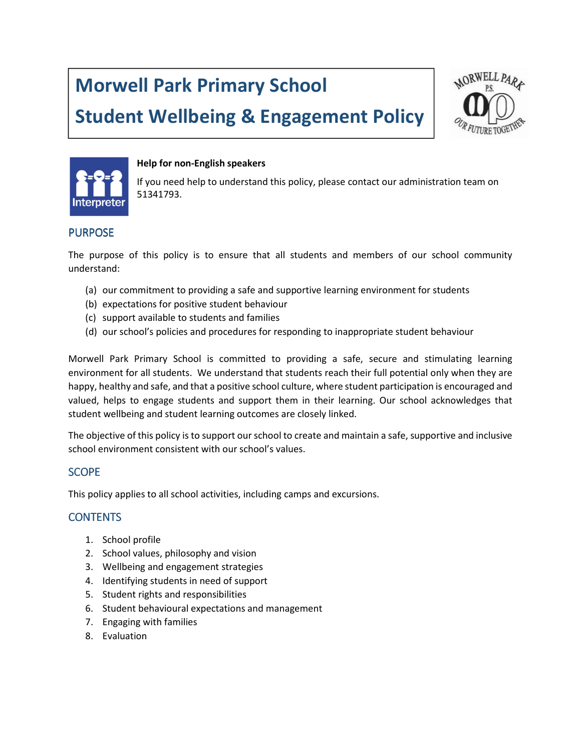# Morwell Park Primary School

# Student Wellbeing & Engagement Policy

**Help for non-English speakers**

If you need help to understand this policy, please contact our administration team on 51341793.

## PURPOSE

The purpose of this policy is to ensure that all students and members of our school community understand:

(a) our commitment to providing a safe and supportive learning environment for students
(b) expectations for positive student behaviour
(c) support available to students and families
(d) our school's policies and procedures for responding to inappropriate student behaviour

Morwell Park Primary School is committed to providing a safe, secure and stimulating learning environment for all students. We understand that students reach their full potential only when they are happy, healthy and safe, and that a positive school culture, where student participation is encouraged and valued, helps to engage students and support them in their learning. Our school acknowledges that student wellbeing and student learning outcomes are closely linked.

The objective of this policy is to support our school to create and maintain a safe, supportive and inclusive school environment consistent with our school's values.

## SCOPE

This policy applies to all school activities, including camps and excursions.

## CONTENTS

1. School profile
2. School values, philosophy and vision
3. Wellbeing and engagement strategies
4. Identifying students in need of support
5. Student rights and responsibilities
6. Student behavioural expectations and management
7. Engaging with families
8. Evaluation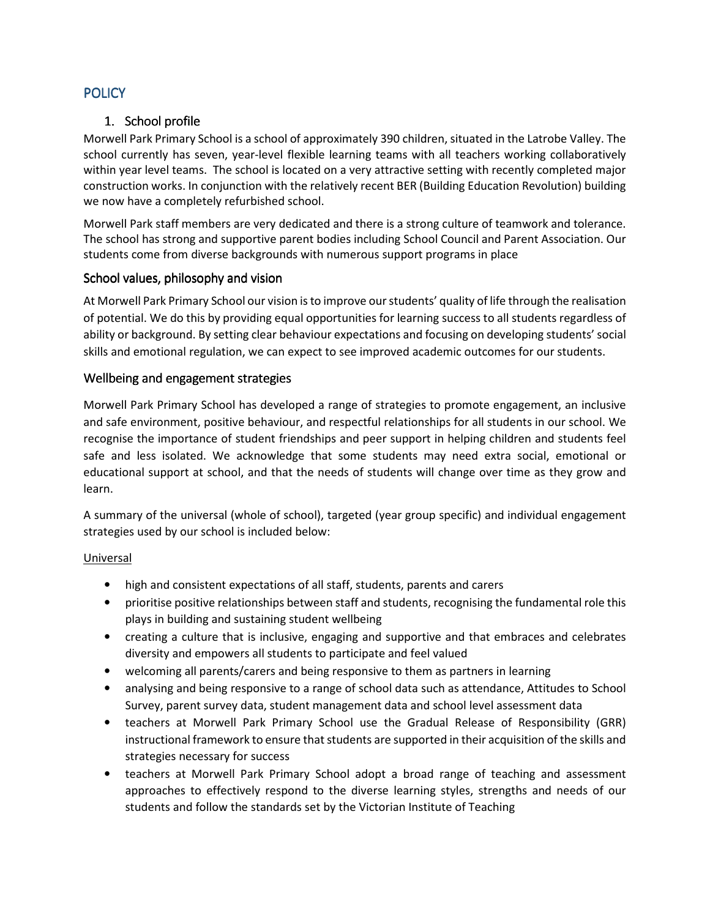## POLICY

### 1. School profile

Morwell Park Primary School is a school of approximately 390 children, situated in the Latrobe Valley. The school currently has seven, year-level flexible learning teams with all teachers working collaboratively within year level teams. The school is located on a very attractive setting with recently completed major construction works. In conjunction with the relatively recent BER (Building Education Revolution) building we now have a completely refurbished school.

Morwell Park staff members are very dedicated and there is a strong culture of teamwork and tolerance. The school has strong and supportive parent bodies including School Council and Parent Association. Our students come from diverse backgrounds with numerous support programs in place

### School values, philosophy and vision

At Morwell Park Primary School our vision is to improve our students' quality of life through the realisation of potential. We do this by providing equal opportunities for learning success to all students regardless of ability or background. By setting clear behaviour expectations and focusing on developing students' social skills and emotional regulation, we can expect to see improved academic outcomes for our students.

### Wellbeing and engagement strategies

Morwell Park Primary School has developed a range of strategies to promote engagement, an inclusive and safe environment, positive behaviour, and respectful relationships for all students in our school. We recognise the importance of student friendships and peer support in helping children and students feel safe and less isolated. We acknowledge that some students may need extra social, emotional or educational support at school, and that the needs of students will change over time as they grow and learn.

A summary of the universal (whole of school), targeted (year group specific) and individual engagement strategies used by our school is included below:

<u>Universal</u>

- high and consistent expectations of all staff, students, parents and carers
- prioritise positive relationships between staff and students, recognising the fundamental role this plays in building and sustaining student wellbeing
- creating a culture that is inclusive, engaging and supportive and that embraces and celebrates diversity and empowers all students to participate and feel valued
- welcoming all parents/carers and being responsive to them as partners in learning
- analysing and being responsive to a range of school data such as attendance, Attitudes to School Survey, parent survey data, student management data and school level assessment data
- teachers at Morwell Park Primary School use the Gradual Release of Responsibility (GRR) instructional framework to ensure that students are supported in their acquisition of the skills and strategies necessary for success
- teachers at Morwell Park Primary School adopt a broad range of teaching and assessment approaches to effectively respond to the diverse learning styles, strengths and needs of our students and follow the standards set by the Victorian Institute of Teaching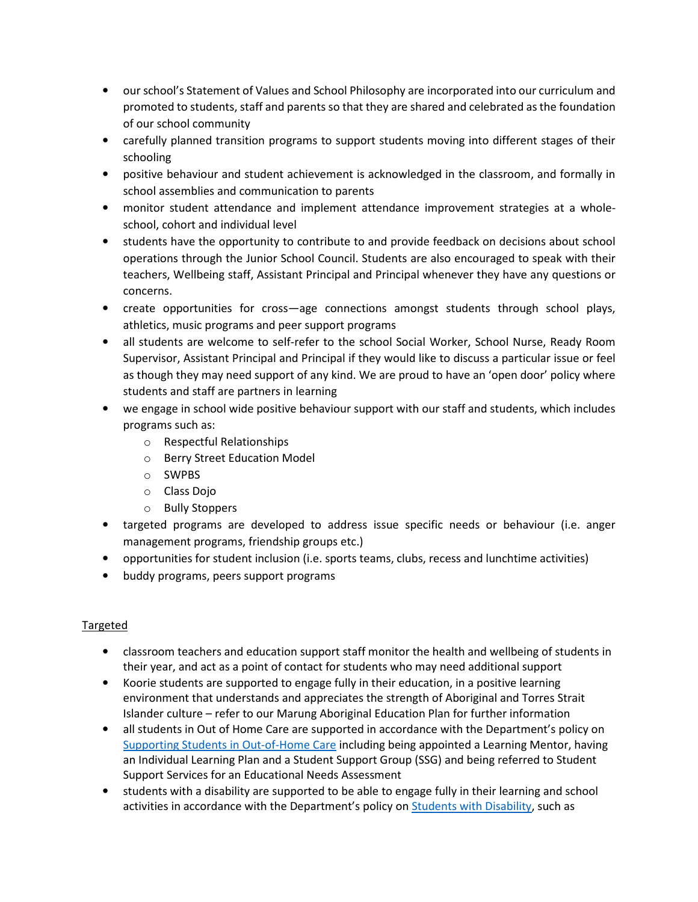- our school's Statement of Values and School Philosophy are incorporated into our curriculum and promoted to students, staff and parents so that they are shared and celebrated as the foundation of our school community
- carefully planned transition programs to support students moving into different stages of their schooling
- positive behaviour and student achievement is acknowledged in the classroom, and formally in school assemblies and communication to parents
- monitor student attendance and implement attendance improvement strategies at a whole-school, cohort and individual level
- students have the opportunity to contribute to and provide feedback on decisions about school operations through the Junior School Council. Students are also encouraged to speak with their teachers, Wellbeing staff, Assistant Principal and Principal whenever they have any questions or concerns.
- create opportunities for cross—age connections amongst students through school plays, athletics, music programs and peer support programs
- all students are welcome to self-refer to the school Social Worker, School Nurse, Ready Room Supervisor, Assistant Principal and Principal if they would like to discuss a particular issue or feel as though they may need support of any kind. We are proud to have an 'open door' policy where students and staff are partners in learning
- we engage in school wide positive behaviour support with our staff and students, which includes programs such as:
    - Respectful Relationships
    - Berry Street Education Model
    - SWPBS
    - Class Dojo
    - Bully Stoppers
- targeted programs are developed to address issue specific needs or behaviour (i.e. anger management programs, friendship groups etc.)
- opportunities for student inclusion (i.e. sports teams, clubs, recess and lunchtime activities)
- buddy programs, peers support programs

<u>Targeted</u>

- classroom teachers and education support staff monitor the health and wellbeing of students in their year, and act as a point of contact for students who may need additional support
- Koorie students are supported to engage fully in their education, in a positive learning environment that understands and appreciates the strength of Aboriginal and Torres Strait Islander culture – refer to our Marung Aboriginal Education Plan for further information
- all students in Out of Home Care are supported in accordance with the Department's policy on [Supporting Students in Out-of-Home Care]() including being appointed a Learning Mentor, having an Individual Learning Plan and a Student Support Group (SSG) and being referred to Student Support Services for an Educational Needs Assessment
- students with a disability are supported to be able to engage fully in their learning and school activities in accordance with the Department's policy on [Students with Disability](), such as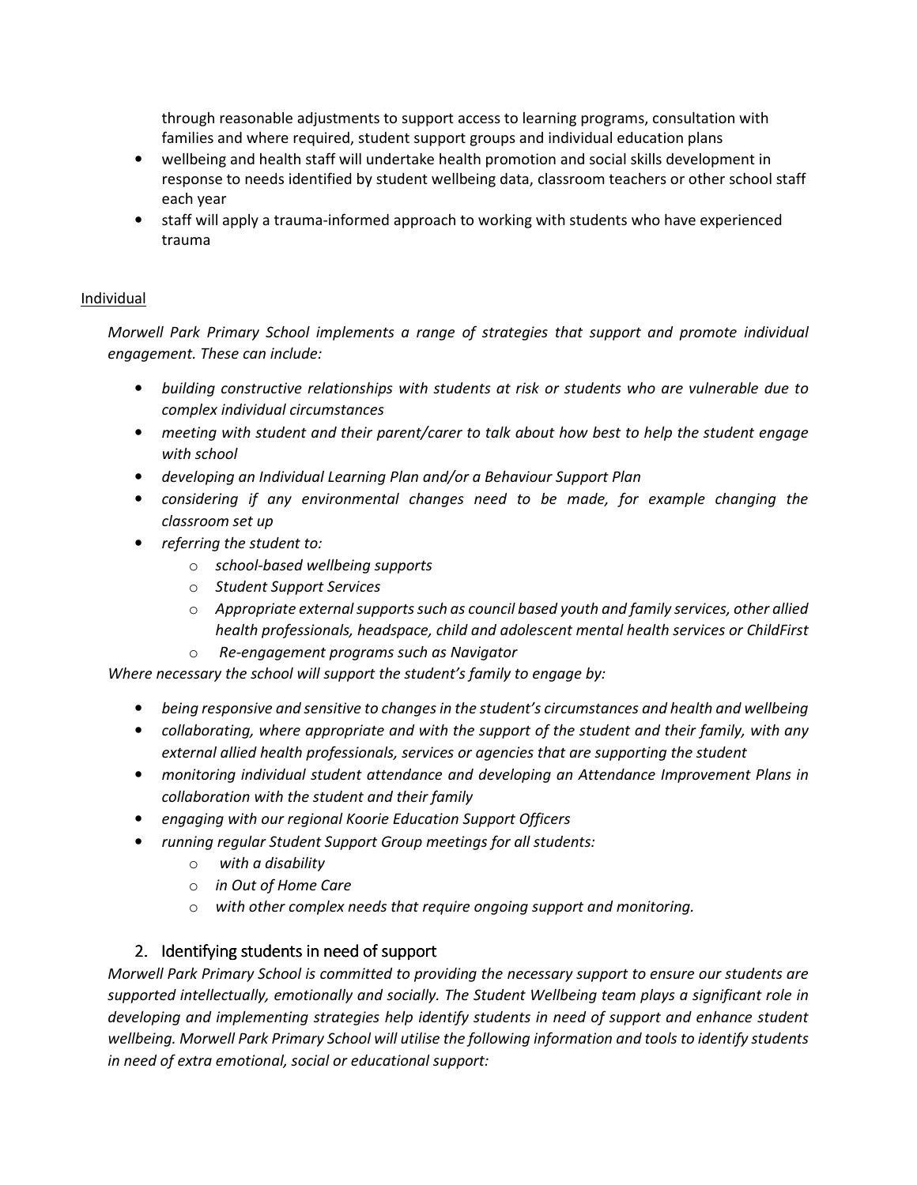through reasonable adjustments to support access to learning programs, consultation with families and where required, student support groups and individual education plans

- wellbeing and health staff will undertake health promotion and social skills development in response to needs identified by student wellbeing data, classroom teachers or other school staff each year
- staff will apply a trauma-informed approach to working with students who have experienced trauma

Individual

*Morwell Park Primary School implements a range of strategies that support and promote individual engagement. These can include:*

- *building constructive relationships with students at risk or students who are vulnerable due to complex individual circumstances*
- *meeting with student and their parent/carer to talk about how best to help the student engage with school*
- *developing an Individual Learning Plan and/or a Behaviour Support Plan*
- *considering if any environmental changes need to be made, for example changing the classroom set up*
- *referring the student to:*
    - *school-based wellbeing supports*
    - *Student Support Services*
    - *Appropriate external supports such as council based youth and family services, other allied health professionals, headspace, child and adolescent mental health services or ChildFirst*
    - *Re-engagement programs such as Navigator*

*Where necessary the school will support the student's family to engage by:*

- *being responsive and sensitive to changes in the student's circumstances and health and wellbeing*
- *collaborating, where appropriate and with the support of the student and their family, with any external allied health professionals, services or agencies that are supporting the student*
- *monitoring individual student attendance and developing an Attendance Improvement Plans in collaboration with the student and their family*
- *engaging with our regional Koorie Education Support Officers*
- *running regular Student Support Group meetings for all students:*
    - *with a disability*
    - *in Out of Home Care*
    - *with other complex needs that require ongoing support and monitoring.*

## 2. Identifying students in need of support

*Morwell Park Primary School is committed to providing the necessary support to ensure our students are supported intellectually, emotionally and socially. The Student Wellbeing team plays a significant role in developing and implementing strategies help identify students in need of support and enhance student wellbeing. Morwell Park Primary School will utilise the following information and tools to identify students in need of extra emotional, social or educational support:*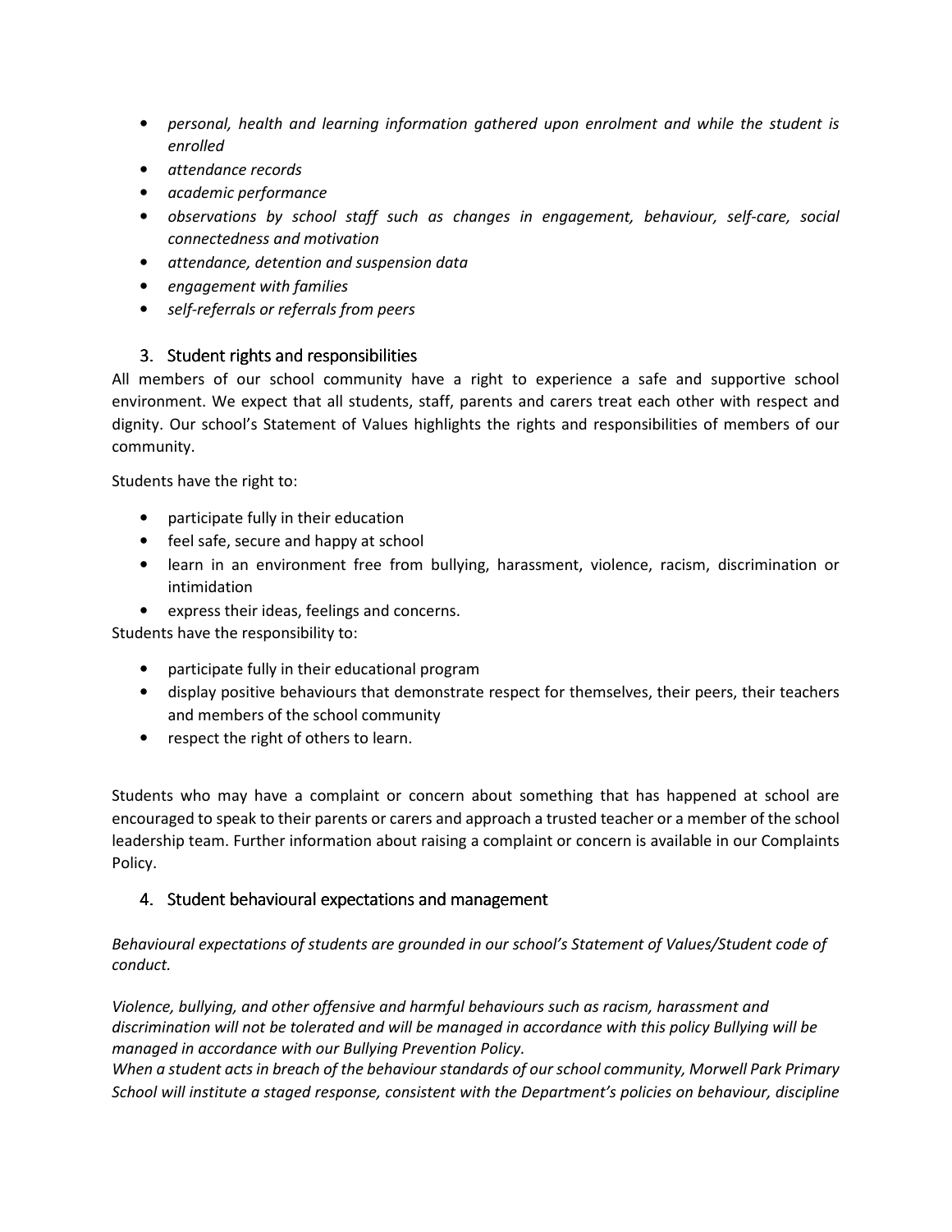- *personal, health and learning information gathered upon enrolment and while the student is enrolled*
- *attendance records*
- *academic performance*
- *observations by school staff such as changes in engagement, behaviour, self-care, social connectedness and motivation*
- *attendance, detention and suspension data*
- *engagement with families*
- *self-referrals or referrals from peers*

### 3. Student rights and responsibilities

All members of our school community have a right to experience a safe and supportive school environment. We expect that all students, staff, parents and carers treat each other with respect and dignity. Our school's Statement of Values highlights the rights and responsibilities of members of our community.

Students have the right to:

- participate fully in their education
- feel safe, secure and happy at school
- learn in an environment free from bullying, harassment, violence, racism, discrimination or intimidation
- express their ideas, feelings and concerns.

Students have the responsibility to:

- participate fully in their educational program
- display positive behaviours that demonstrate respect for themselves, their peers, their teachers and members of the school community
- respect the right of others to learn.

Students who may have a complaint or concern about something that has happened at school are encouraged to speak to their parents or carers and approach a trusted teacher or a member of the school leadership team. Further information about raising a complaint or concern is available in our Complaints Policy.

### 4. Student behavioural expectations and management

*Behavioural expectations of students are grounded in our school's Statement of Values/Student code of conduct.*

*Violence, bullying, and other offensive and harmful behaviours such as racism, harassment and discrimination will not be tolerated and will be managed in accordance with this policy Bullying will be managed in accordance with our Bullying Prevention Policy.*

*When a student acts in breach of the behaviour standards of our school community, Morwell Park Primary School will institute a staged response, consistent with the Department's policies on behaviour, discipline*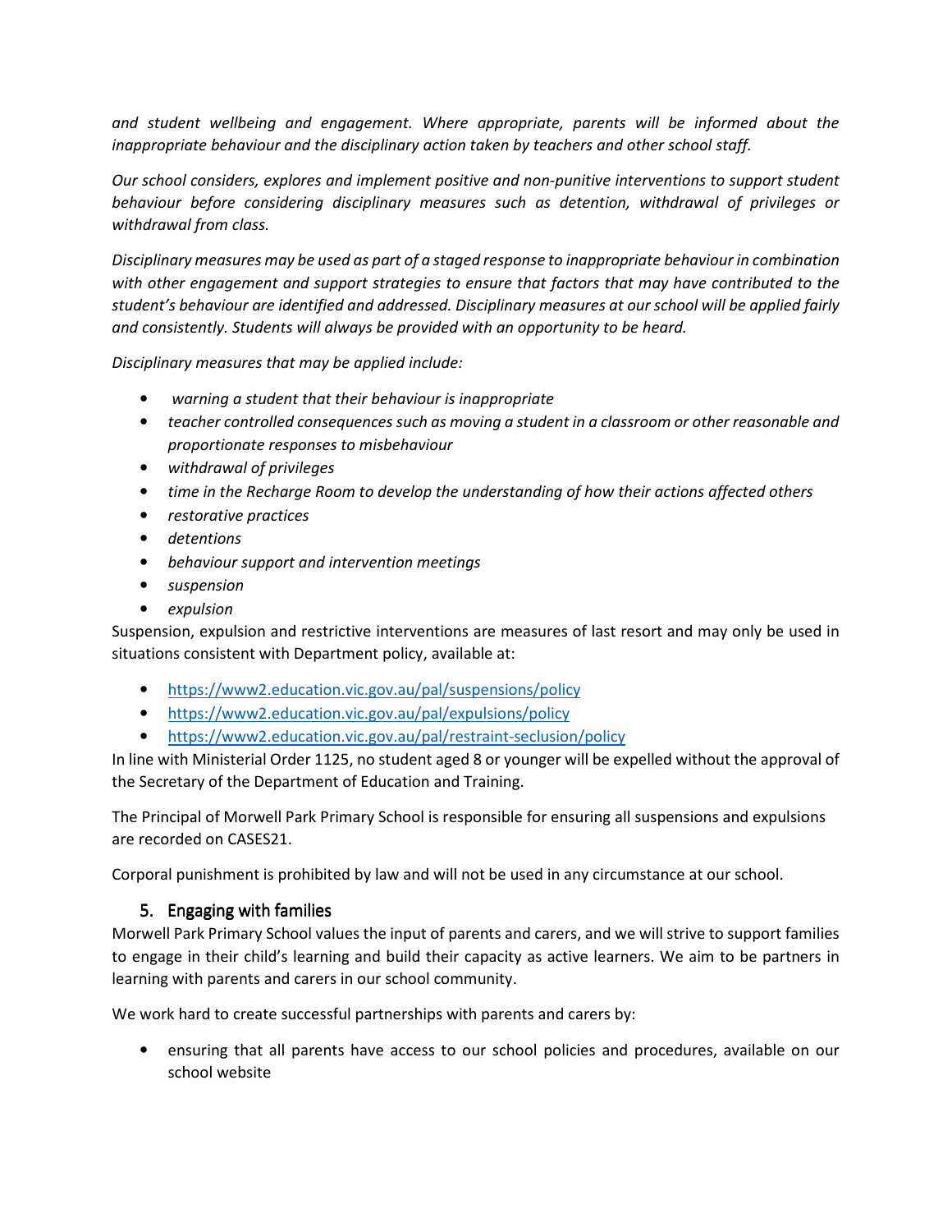*and student wellbeing and engagement. Where appropriate, parents will be informed about the inappropriate behaviour and the disciplinary action taken by teachers and other school staff.*

*Our school considers, explores and implement positive and non-punitive interventions to support student behaviour before considering disciplinary measures such as detention, withdrawal of privileges or withdrawal from class.*

*Disciplinary measures may be used as part of a staged response to inappropriate behaviour in combination with other engagement and support strategies to ensure that factors that may have contributed to the student's behaviour are identified and addressed. Disciplinary measures at our school will be applied fairly and consistently. Students will always be provided with an opportunity to be heard.*

*Disciplinary measures that may be applied include:*

- *warning a student that their behaviour is inappropriate*
- *teacher controlled consequences such as moving a student in a classroom or other reasonable and proportionate responses to misbehaviour*
- *withdrawal of privileges*
- *time in the Recharge Room to develop the understanding of how their actions affected others*
- *restorative practices*
- *detentions*
- *behaviour support and intervention meetings*
- *suspension*
- *expulsion*

Suspension, expulsion and restrictive interventions are measures of last resort and may only be used in situations consistent with Department policy, available at:

- https://www2.education.vic.gov.au/pal/suspensions/policy
- https://www2.education.vic.gov.au/pal/expulsions/policy
- https://www2.education.vic.gov.au/pal/restraint-seclusion/policy

In line with Ministerial Order 1125, no student aged 8 or younger will be expelled without the approval of the Secretary of the Department of Education and Training.

The Principal of Morwell Park Primary School is responsible for ensuring all suspensions and expulsions are recorded on CASES21.

Corporal punishment is prohibited by law and will not be used in any circumstance at our school.

## 5. Engaging with families

Morwell Park Primary School values the input of parents and carers, and we will strive to support families to engage in their child's learning and build their capacity as active learners. We aim to be partners in learning with parents and carers in our school community.

We work hard to create successful partnerships with parents and carers by:

- ensuring that all parents have access to our school policies and procedures, available on our school website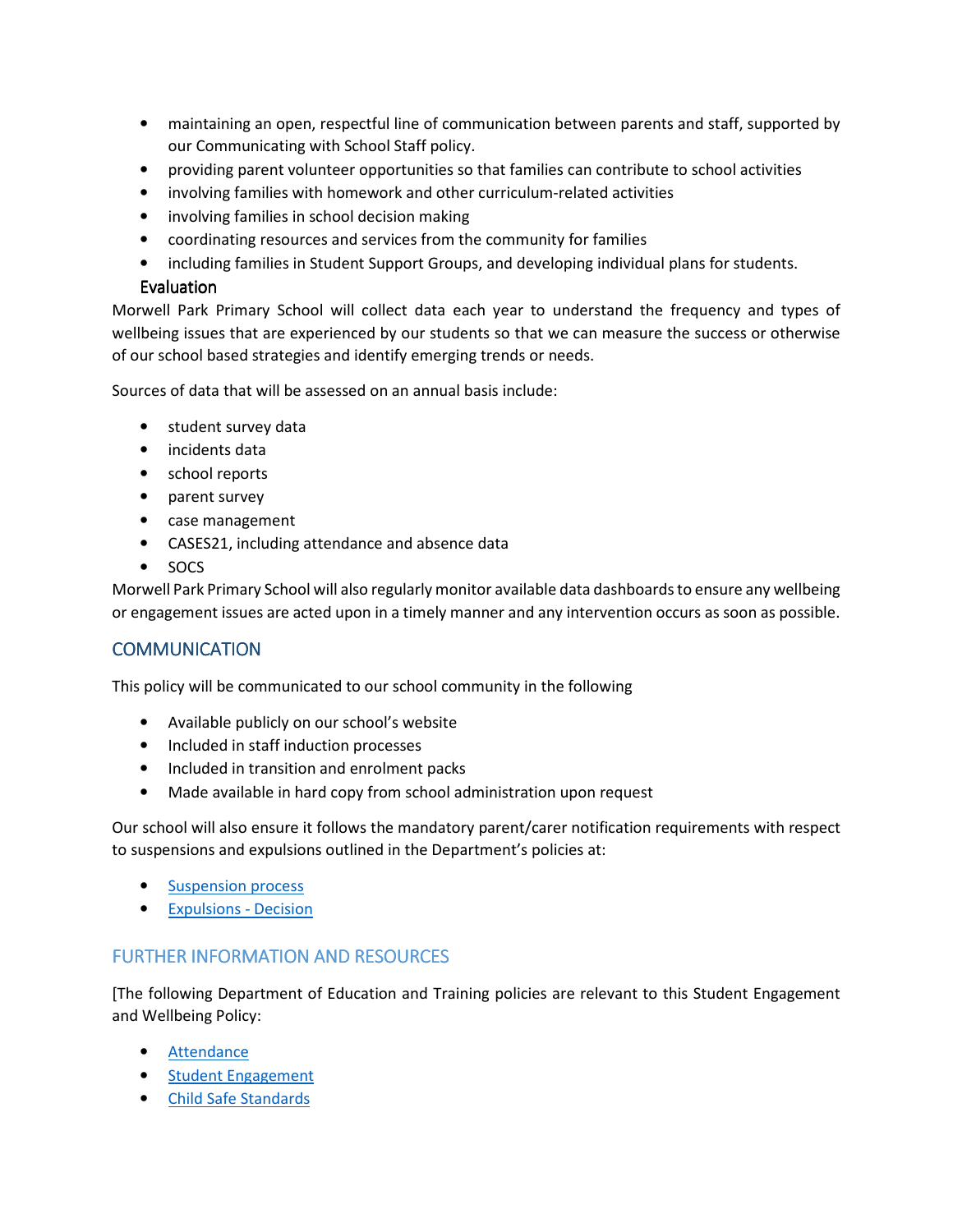- maintaining an open, respectful line of communication between parents and staff, supported by our Communicating with School Staff policy.
- providing parent volunteer opportunities so that families can contribute to school activities
- involving families with homework and other curriculum-related activities
- involving families in school decision making
- coordinating resources and services from the community for families
- including families in Student Support Groups, and developing individual plans for students.

### Evaluation

Morwell Park Primary School will collect data each year to understand the frequency and types of wellbeing issues that are experienced by our students so that we can measure the success or otherwise of our school based strategies and identify emerging trends or needs.

Sources of data that will be assessed on an annual basis include:

- student survey data
- incidents data
- school reports
- parent survey
- case management
- CASES21, including attendance and absence data
- SOCS

Morwell Park Primary School will also regularly monitor available data dashboards to ensure any wellbeing or engagement issues are acted upon in a timely manner and any intervention occurs as soon as possible.

## COMMUNICATION

This policy will be communicated to our school community in the following

- Available publicly on our school's website
- Included in staff induction processes
- Included in transition and enrolment packs
- Made available in hard copy from school administration upon request

Our school will also ensure it follows the mandatory parent/carer notification requirements with respect to suspensions and expulsions outlined in the Department's policies at:

- Suspension process
- Expulsions - Decision

## FURTHER INFORMATION AND RESOURCES

[The following Department of Education and Training policies are relevant to this Student Engagement and Wellbeing Policy:

- Attendance
- Student Engagement
- Child Safe Standards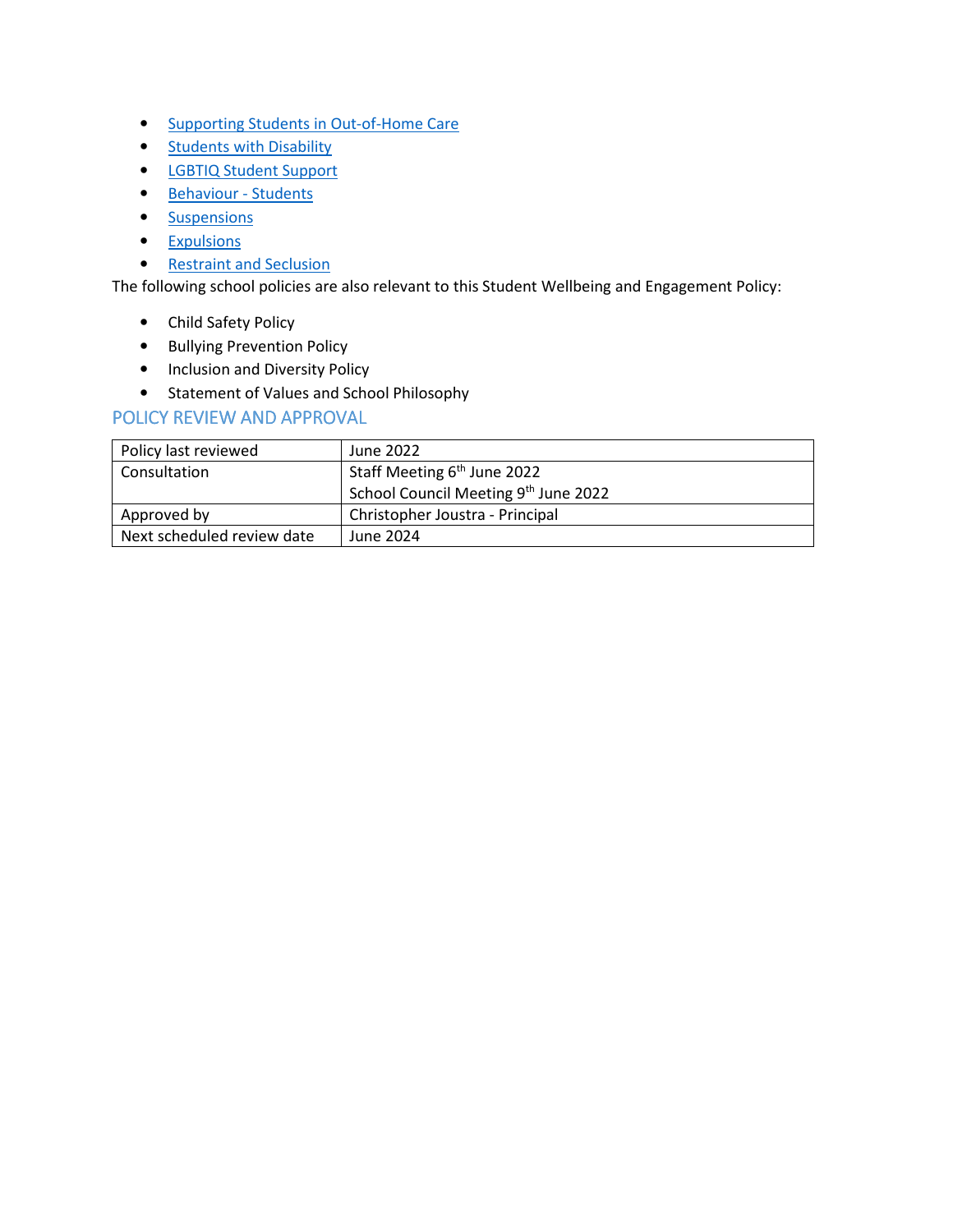- Supporting Students in Out-of-Home Care
- Students with Disability
- LGBTIQ Student Support
- Behaviour - Students
- Suspensions
- Expulsions
- Restraint and Seclusion

The following school policies are also relevant to this Student Wellbeing and Engagement Policy:

- Child Safety Policy
- Bullying Prevention Policy
- Inclusion and Diversity Policy
- Statement of Values and School Philosophy

## POLICY REVIEW AND APPROVAL

| | |
|---|---|
| Policy last reviewed | June 2022 |
| Consultation | Staff Meeting 6th June 2022<br>School Council Meeting 9th June 2022 |
| Approved by | Christopher Joustra - Principal |
| Next scheduled review date | June 2024 |